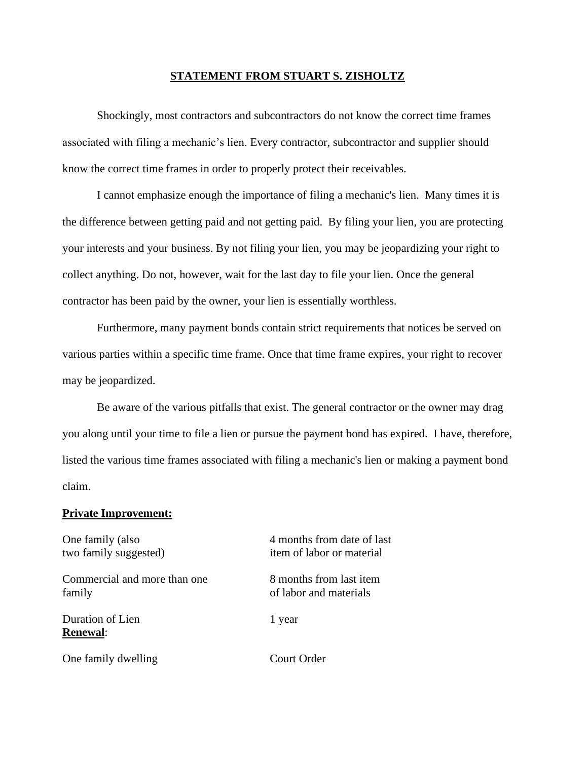## STATEMENT FROM STUART S. ZISHOLTZ

Shockingly, most contractors and subcontractors do not know the correct time frames associated with filing a mechanic's lien. Every contractor, subcontractor and supplier should know the correct time frames in order to properly protect their receivables.

I cannot emphasize enough the importance of filing a mechanic's lien. Many times it is the difference between getting paid and not getting paid. By filing your lien, you are protecting your interests and your business. By not filing your lien, you may be jeopardizing your right to collect anything. Do not, however, wait for the last day to file your lien. Once the general contractor has been paid by the owner, your lien is essentially worthless.

Furthermore, many payment bonds contain strict requirements that notices be served on various parties within a specific time frame. Once that time frame expires, your right to recover may be jeopardized.

Be aware of the various pitfalls that exist. The general contractor or the owner may drag you along until your time to file a lien or pursue the payment bond has expired. I have, therefore, listed the various time frames associated with filing a mechanic's lien or making a payment bond claim.

**Private Improvement:**

| | |
|---|---|
| One family (also two family suggested) | 4 months from date of last item of labor or material |
| Commercial and more than one family | 8 months from last item of labor and materials |
| Duration of Lien | 1 year |
| **Renewal**: | |
| One family dwelling | Court Order |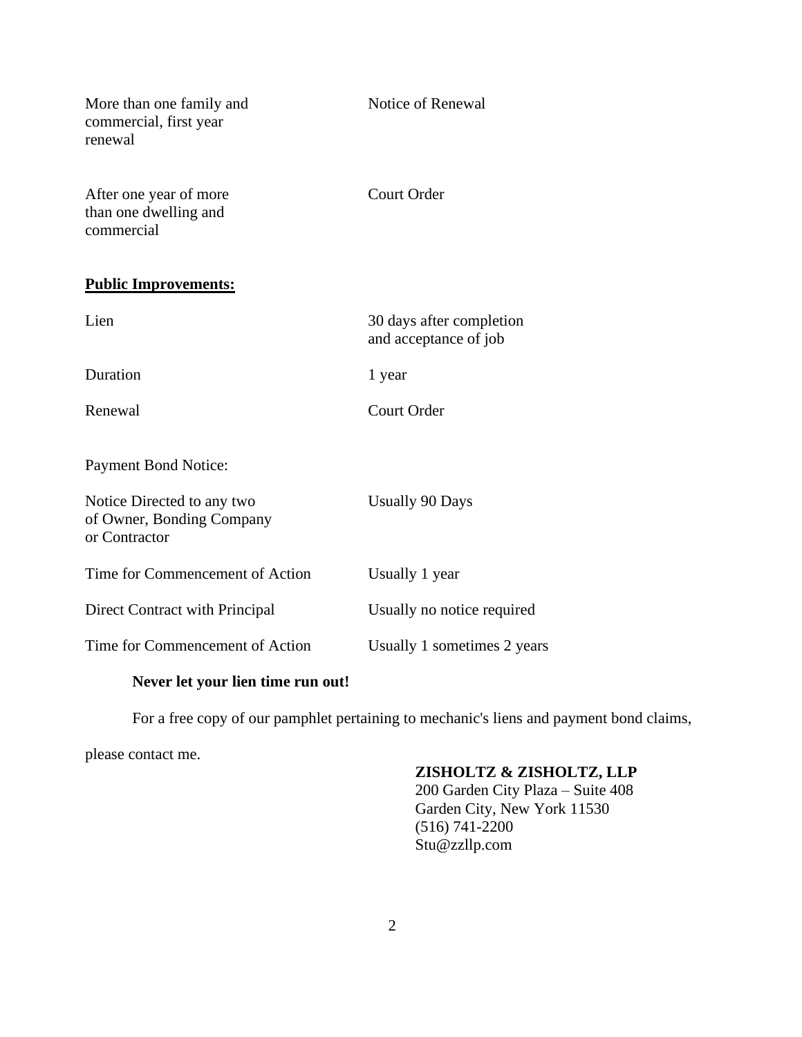| | |
|---|---|
| More than one family and commercial, first year renewal | Notice of Renewal |
| After one year of more than one dwelling and commercial | Court Order |

**Public Improvements:**

| | |
|---|---|
| Lien | 30 days after completion and acceptance of job |
| Duration | 1 year |
| Renewal | Court Order |

Payment Bond Notice:

| | |
|---|---|
| Notice Directed to any two of Owner, Bonding Company or Contractor | Usually 90 Days |
| Time for Commencement of Action | Usually 1 year |
| Direct Contract with Principal | Usually no notice required |
| Time for Commencement of Action | Usually 1 sometimes 2 years |

**Never let your lien time run out!**

For a free copy of our pamphlet pertaining to mechanic's liens and payment bond claims, please contact me.

**ZISHOLTZ & ZISHOLTZ, LLP**
200 Garden City Plaza – Suite 408
Garden City, New York 11530
(516) 741-2200
Stu@zzllp.com